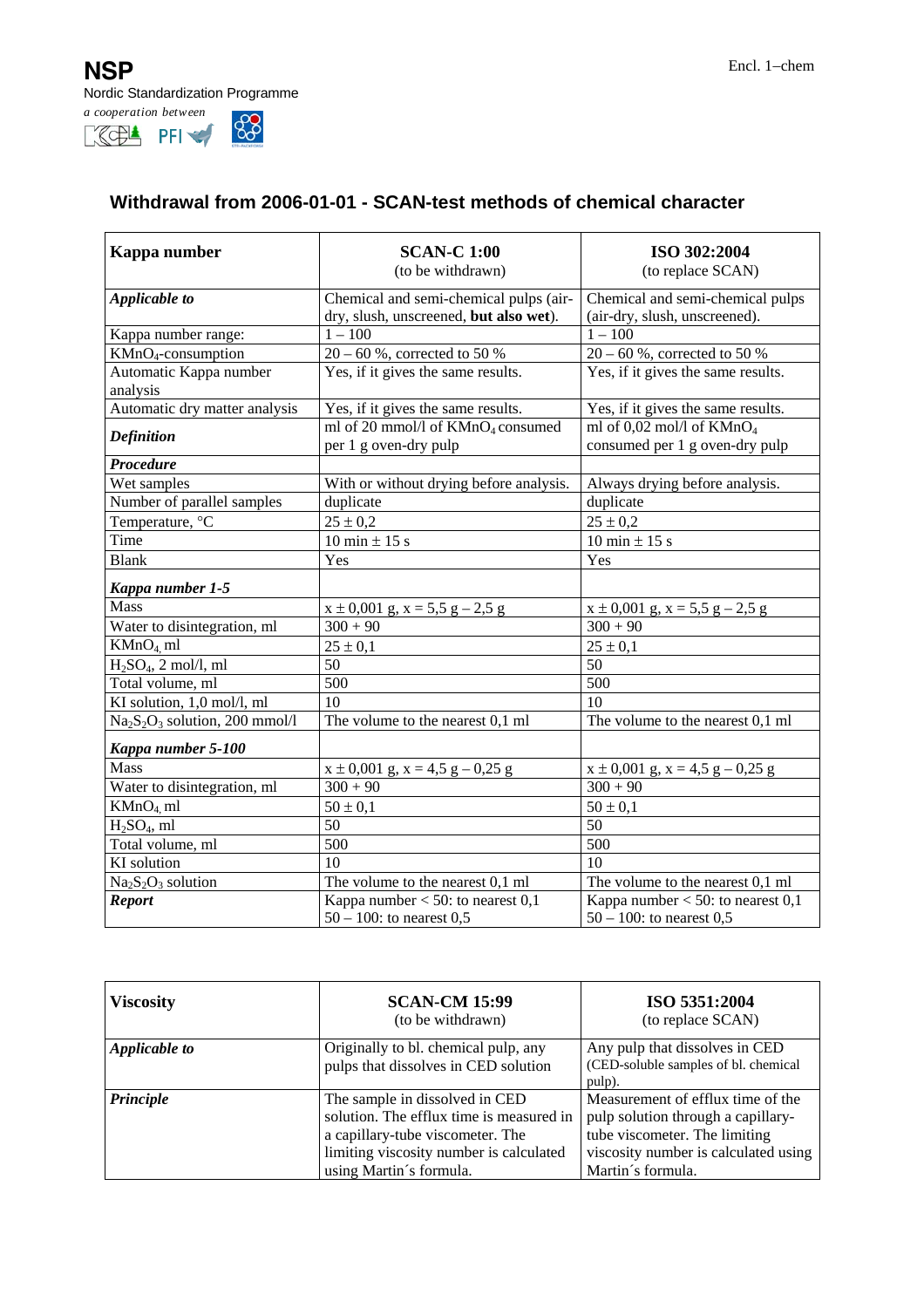**NSP**

Nordic Standardization Programme

*a cooperation between*

Encl. 1–chem

## Withdrawal from 2006-01-01 - SCAN-test methods of chemical character

| **Kappa number** | **SCAN-C 1:00** (to be withdrawn) | **ISO 302:2004** (to replace SCAN) |
|---|---|---|
| ***Applicable to*** | Chemical and semi-chemical pulps (air-dry, slush, unscreened, **but also wet**). | Chemical and semi-chemical pulps (air-dry, slush, unscreened). |
| Kappa number range: | 1 – 100 | 1 – 100 |
| $KMnO_4$-consumption | 20 – 60 %, corrected to 50 % | 20 – 60 %, corrected to 50 % |
| Automatic Kappa number analysis | Yes, if it gives the same results. | Yes, if it gives the same results. |
| Automatic dry matter analysis | Yes, if it gives the same results. | Yes, if it gives the same results. |
| ***Definition*** | ml of 20 mmol/l of $KMnO_4$ consumed per 1 g oven-dry pulp | ml of 0,02 mol/l of $KMnO_4$ consumed per 1 g oven-dry pulp |
| ***Procedure*** | | |
| Wet samples | With or without drying before analysis. | Always drying before analysis. |
| Number of parallel samples | duplicate | duplicate |
| Temperature, °C | 25 ± 0,2 | 25 ± 0,2 |
| Time | 10 min ± 15 s | 10 min ± 15 s |
| Blank | Yes | Yes |
| ***Kappa number 1-5*** | | |
| Mass | x ± 0,001 g, x = 5,5 g – 2,5 g | x ± 0,001 g, x = 5,5 g – 2,5 g |
| Water to disintegration, ml | 300 + 90 | 300 + 90 |
| $KMnO_4$, ml | 25 ± 0,1 | 25 ± 0,1 |
| $H_2SO_4$, 2 mol/l, ml | 50 | 50 |
| Total volume, ml | 500 | 500 |
| KI solution, 1,0 mol/l, ml | 10 | 10 |
| $Na_2S_2O_3$ solution, 200 mmol/l | The volume to the nearest 0,1 ml | The volume to the nearest 0,1 ml |
| ***Kappa number 5-100*** | | |
| Mass | x ± 0,001 g, x = 4,5 g – 0,25 g | x ± 0,001 g, x = 4,5 g – 0,25 g |
| Water to disintegration, ml | 300 + 90 | 300 + 90 |
| $KMnO_4$, ml | 50 ± 0,1 | 50 ± 0,1 |
| $H_2SO_4$, ml | 50 | 50 |
| Total volume, ml | 500 | 500 |
| KI solution | 10 | 10 |
| $Na_2S_2O_3$ solution | The volume to the nearest 0,1 ml | The volume to the nearest 0,1 ml |
| ***Report*** | Kappa number < 50: to nearest 0,1<br>50 – 100: to nearest 0,5 | Kappa number < 50: to nearest 0,1<br>50 – 100: to nearest 0,5 |

| **Viscosity** | **SCAN-CM 15:99** (to be withdrawn) | **ISO 5351:2004** (to replace SCAN) |
|---|---|---|
| ***Applicable to*** | Originally to bl. chemical pulp, any pulps that dissolves in CED solution | Any pulp that dissolves in CED (CED-soluble samples of bl. chemical pulp). |
| ***Principle*** | The sample in dissolved in CED solution. The efflux time is measured in a capillary-tube viscometer. The limiting viscosity number is calculated using Martin´s formula. | Measurement of efflux time of the pulp solution through a capillary-tube viscometer. The limiting viscosity number is calculated using Martin´s formula. |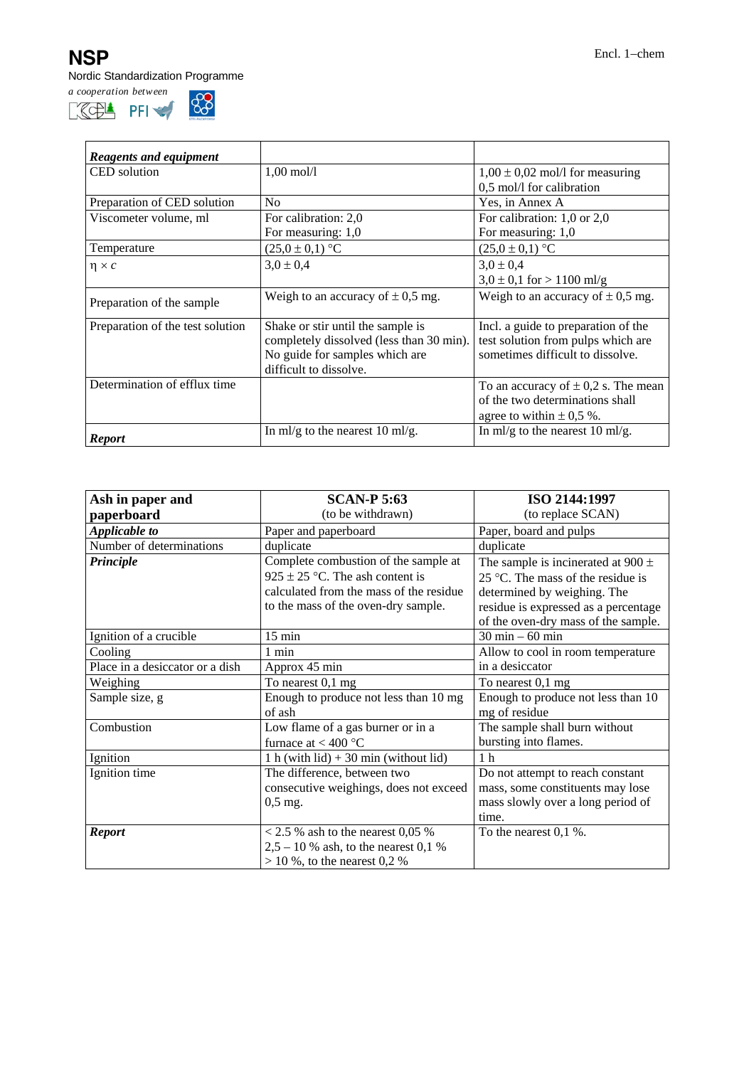| | | |
|---|---|---|
| ***Reagents and equipment*** | | |
| CED solution | 1,00 mol/l | 1,00 ± 0,02 mol/l for measuring<br>0,5 mol/l for calibration |
| Preparation of CED solution | No | Yes, in Annex A |
| Viscometer volume, ml | For calibration: 2,0<br>For measuring: 1,0 | For calibration: 1,0 or 2,0<br>For measuring: 1,0 |
| Temperature | (25,0 ± 0,1) °C | (25,0 ± 0,1) °C |
| $\eta \times c$ | 3,0 ± 0,4 | 3,0 ± 0,4<br>3,0 ± 0,1 for > 1100 ml/g |
| Preparation of the sample | Weigh to an accuracy of ± 0,5 mg. | Weigh to an accuracy of ± 0,5 mg. |
| Preparation of the test solution | Shake or stir until the sample is completely dissolved (less than 30 min). No guide for samples which are difficult to dissolve. | Incl. a guide to preparation of the test solution from pulps which are sometimes difficult to dissolve. |
| Determination of efflux time | | To an accuracy of ± 0,2 s. The mean of the two determinations shall agree to within ± 0,5 %. |
| ***Report*** | In ml/g to the nearest 10 ml/g. | In ml/g to the nearest 10 ml/g. |

| **Ash in paper and paperboard** | **SCAN-P 5:63**<br>(to be withdrawn) | **ISO 2144:1997**<br>(to replace SCAN) |
|---|---|---|
| ***Applicable to*** | Paper and paperboard | Paper, board and pulps |
| Number of determinations | duplicate | duplicate |
| ***Principle*** | Complete combustion of the sample at 925 ± 25 °C. The ash content is calculated from the mass of the residue to the mass of the oven-dry sample. | The sample is incinerated at 900 ± 25 °C. The mass of the residue is determined by weighing. The residue is expressed as a percentage of the oven-dry mass of the sample. |
| Ignition of a crucible | 15 min | 30 min – 60 min |
| Cooling | 1 min | Allow to cool in room temperature in a desiccator |
| Place in a desiccator or a dish | Approx 45 min | |
| Weighing | To nearest 0,1 mg | To nearest 0,1 mg |
| Sample size, g | Enough to produce not less than 10 mg of ash | Enough to produce not less than 10 mg of residue |
| Combustion | Low flame of a gas burner or in a furnace at < 400 °C | The sample shall burn without bursting into flames. |
| Ignition | 1 h (with lid) + 30 min (without lid) | 1 h |
| Ignition time | The difference, between two consecutive weighings, does not exceed 0,5 mg. | Do not attempt to reach constant mass, some constituents may lose mass slowly over a long period of time. |
| ***Report*** | < 2.5 % ash to the nearest 0,05 %<br>2,5 – 10 % ash, to the nearest 0,1 %<br>> 10 %, to the nearest 0,2 % | To the nearest 0,1 %. |